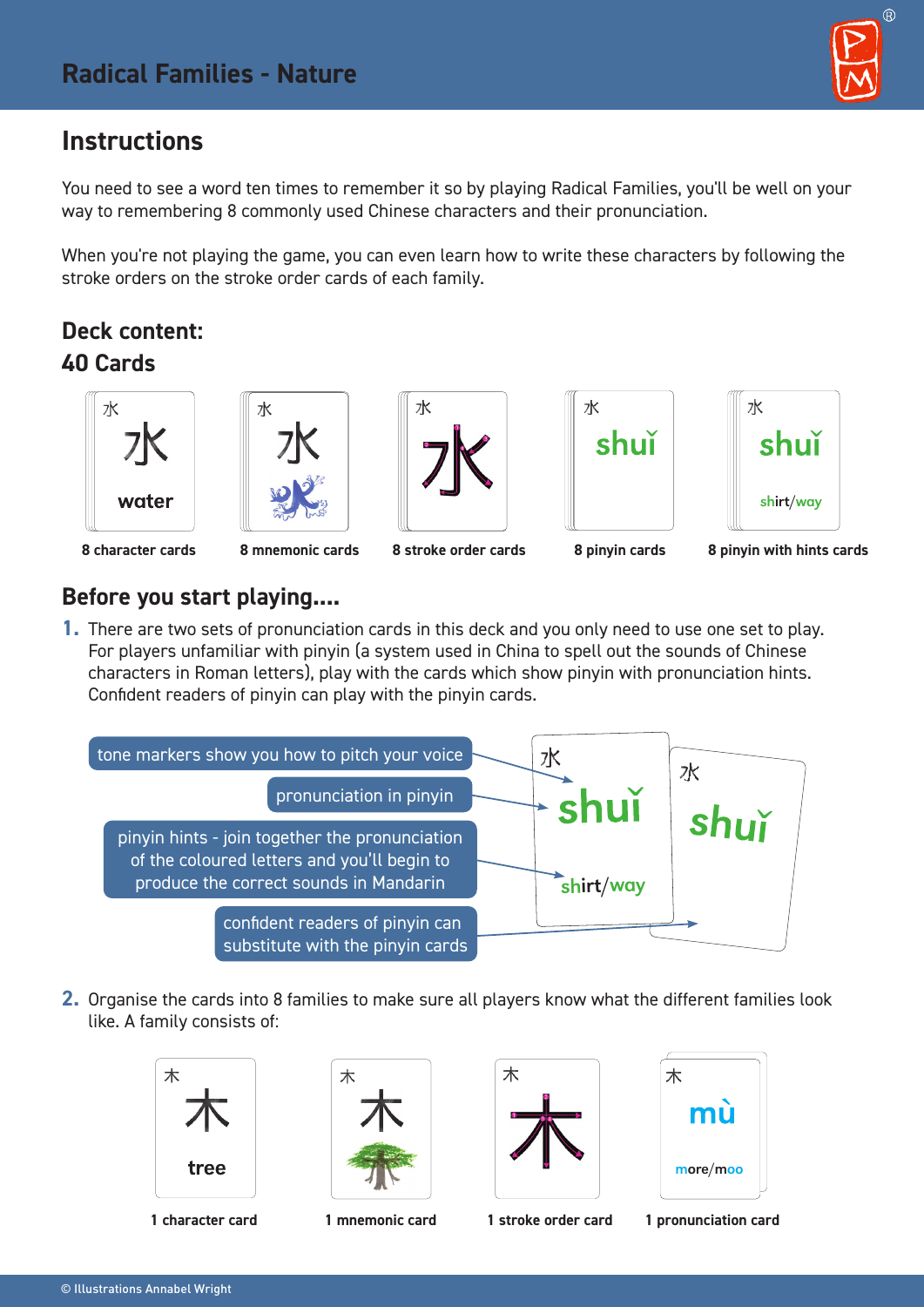# Radical Families - Nature

## Instructions

You need to see a word ten times to remember it so by playing Radical Families, you'll be well on your way to remembering 8 commonly used Chinese characters and their pronunciation.

When you're not playing the game, you can even learn how to write these characters by following the stroke orders on the stroke order cards of each family.

## Deck content:

## 40 Cards

水 水 water — 8 character cards

水 水 — 8 mnemonic cards

水 水 — 8 stroke order cards

水 shuǐ — 8 pinyin cards

水 shuǐ shirt/way — 8 pinyin with hints cards

## Before you start playing....

1. There are two sets of pronunciation cards in this deck and you only need to use one set to play. For players unfamiliar with pinyin (a system used in China to spell out the sounds of Chinese characters in Roman letters), play with the cards which show pinyin with pronunciation hints. Confident readers of pinyin can play with the pinyin cards.

tone markers show you how to pitch your voice

pronunciation in pinyin

pinyin hints - join together the pronunciation of the coloured letters and you'll begin to produce the correct sounds in Mandarin

confident readers of pinyin can substitute with the pinyin cards

水 shuǐ shirt/way

水 shuǐ

2. Organise the cards into 8 families to make sure all players know what the different families look like. A family consists of:

木 木 tree — 1 character card

木 木 — 1 mnemonic card

木 木 — 1 stroke order card

木 mù more/moo — 1 pronunciation card

© Illustrations Annabel Wright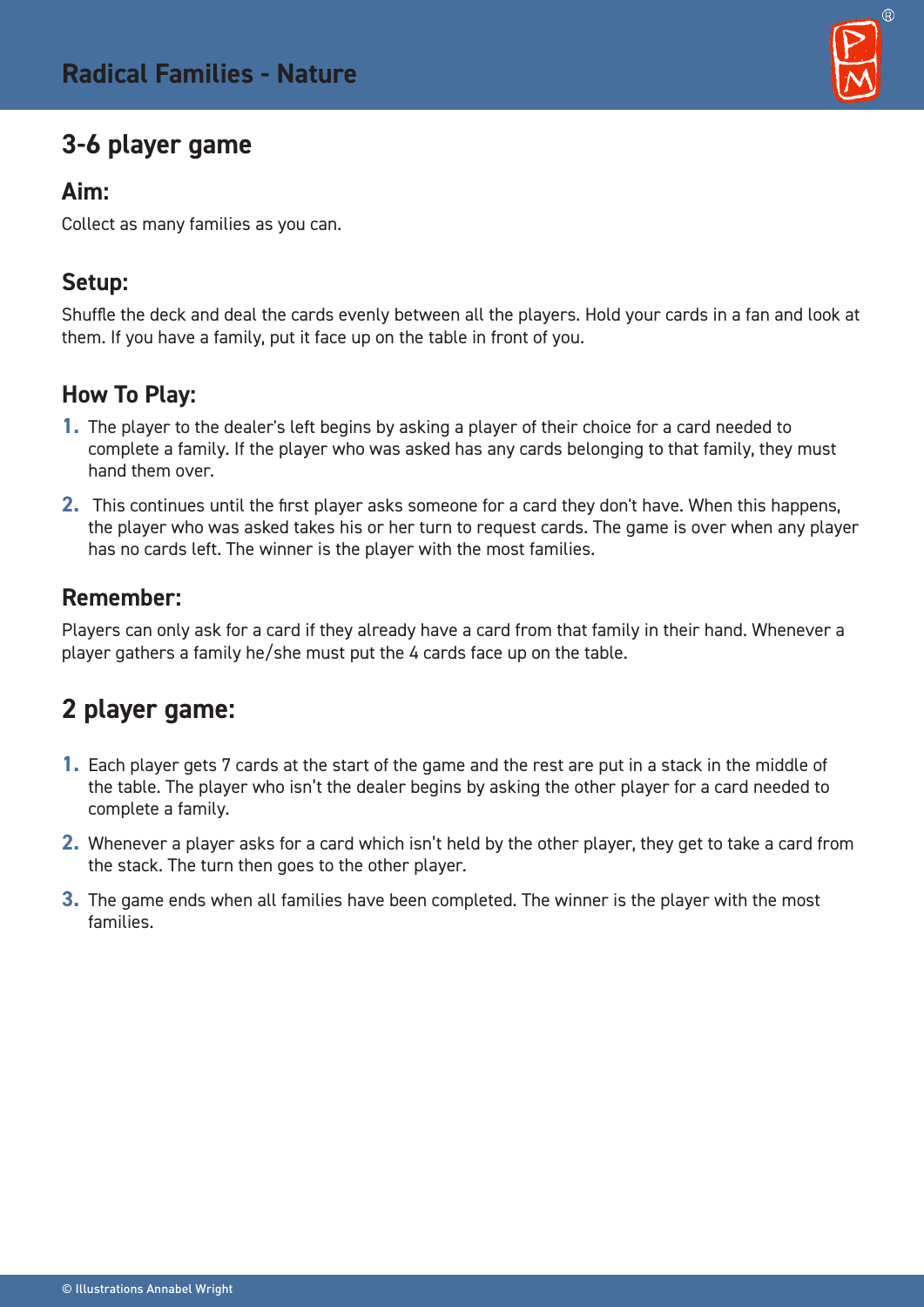# Radical Families - Nature

## 3-6 player game

### Aim:

Collect as many families as you can.

### Setup:

Shuffle the deck and deal the cards evenly between all the players. Hold your cards in a fan and look at them. If you have a family, put it face up on the table in front of you.

### How To Play:

1. The player to the dealer's left begins by asking a player of their choice for a card needed to complete a family. If the player who was asked has any cards belonging to that family, they must hand them over.
2. This continues until the first player asks someone for a card they don't have. When this happens, the player who was asked takes his or her turn to request cards. The game is over when any player has no cards left. The winner is the player with the most families.

### Remember:

Players can only ask for a card if they already have a card from that family in their hand. Whenever a player gathers a family he/she must put the 4 cards face up on the table.

## 2 player game:

1. Each player gets 7 cards at the start of the game and the rest are put in a stack in the middle of the table. The player who isn't the dealer begins by asking the other player for a card needed to complete a family.
2. Whenever a player asks for a card which isn't held by the other player, they get to take a card from the stack. The turn then goes to the other player.
3. The game ends when all families have been completed. The winner is the player with the most families.

© Illustrations Annabel Wright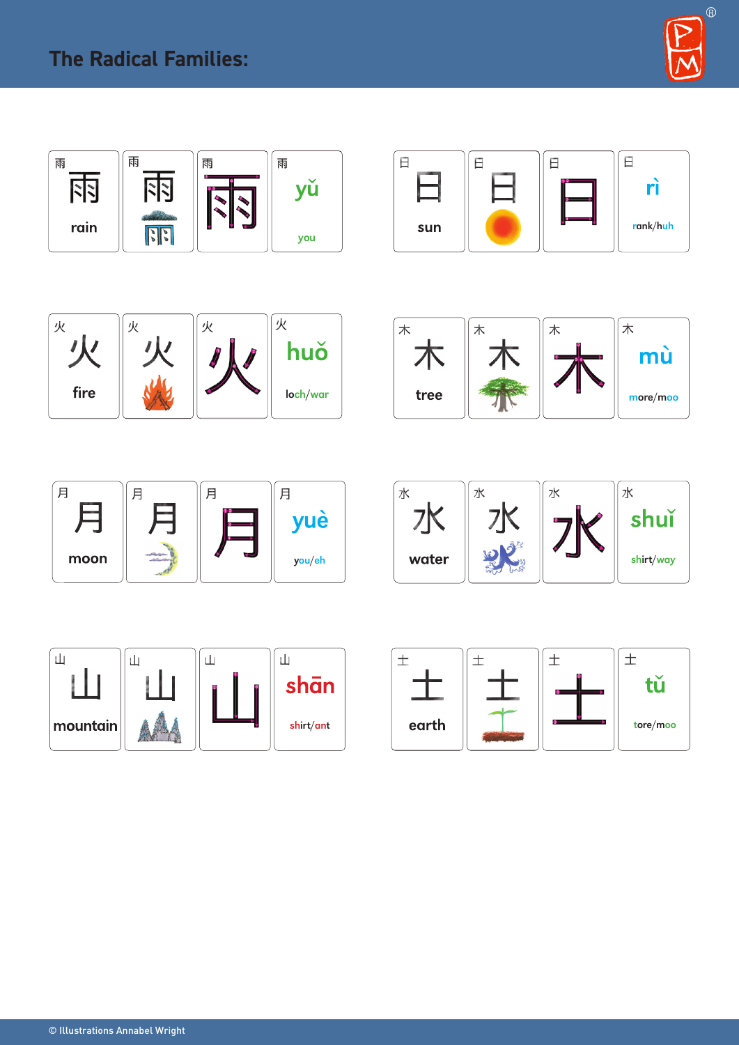## The Radical Families:

| | | | |
|---|---|---|---|
| 雨 雨 rain | 雨 雨 | 雨 雨 | 雨 yǔ you |
| 日 日 sun | 日 日 | 日 日 | 日 rì rank/huh |
| 火 火 fire | 火 火 | 火 火 | 火 huǒ loch/war |
| 木 木 tree | 木 木 | 木 木 | 木 mù more/moo |
| 月 月 moon | 月 月 | 月 月 | 月 yuè you/eh |
| 水 水 water | 水 水 | 水 水 | 水 shuǐ shirt/way |
| 山 山 mountain | 山 山 | 山 山 | 山 shān shirt/ant |
| 土 土 earth | 土 土 | 土 土 | 土 tǔ tore/moo |

© Illustrations Annabel Wright